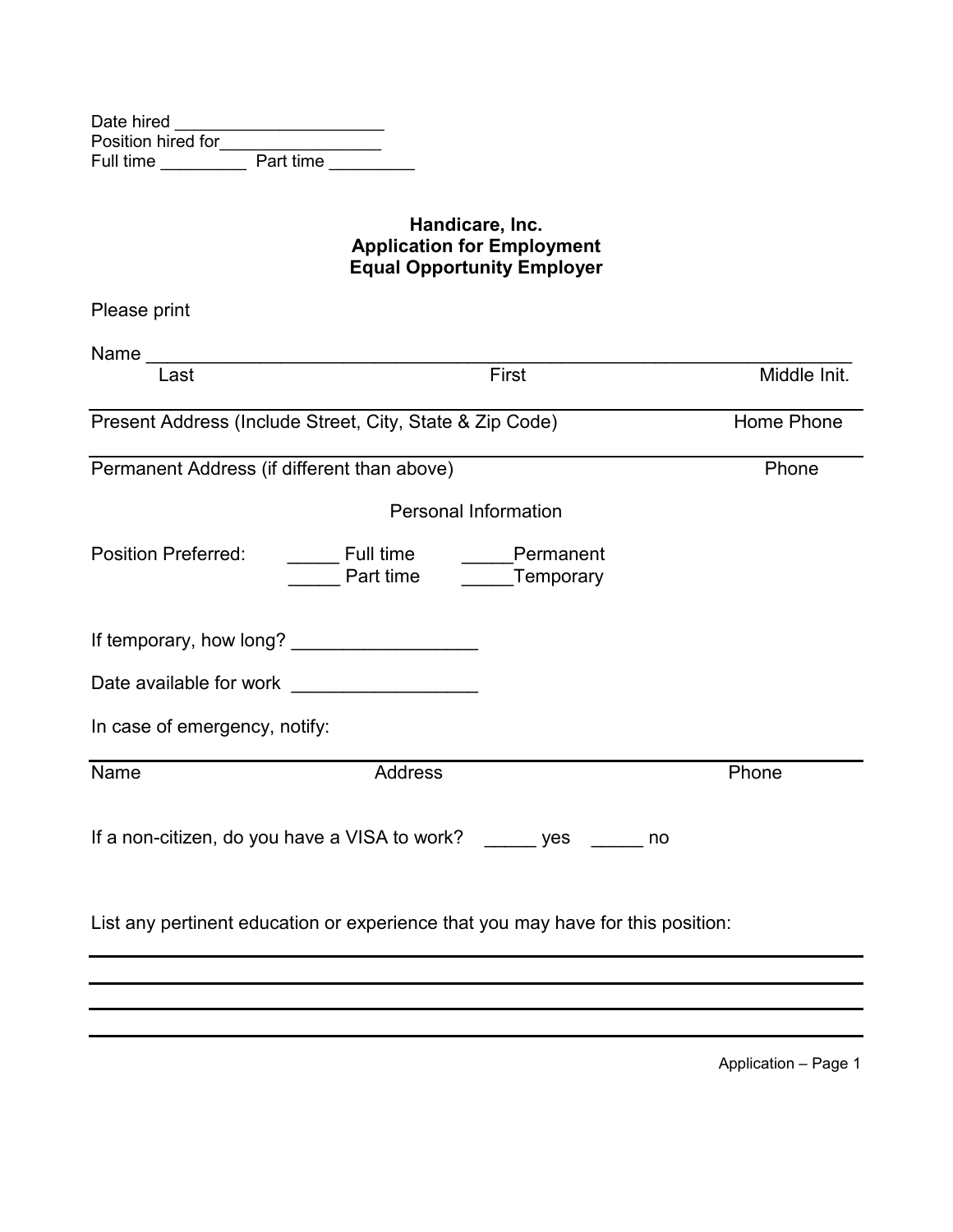Date hired ______________________
Position hired for_________________
Full time _________ Part time _________

# Handicare, Inc.
## Application for Employment
## Equal Opportunity Employer

Please print

Name ___________________________________________________________________

Last First Middle Init.

___________________________________________________________________

Present Address (Include Street, City, State & Zip Code) Home Phone

___________________________________________________________________

Permanent Address (if different than above) Phone

Personal Information

Position Preferred: _____ Full time _____Permanent
_____ Part time _____Temporary

If temporary, how long? __________________

Date available for work __________________

In case of emergency, notify:

___________________________________________________________________

Name Address Phone

If a non-citizen, do you have a VISA to work? _____ yes _____ no

List any pertinent education or experience that you may have for this position:

___________________________________________________________________

___________________________________________________________________

___________________________________________________________________

___________________________________________________________________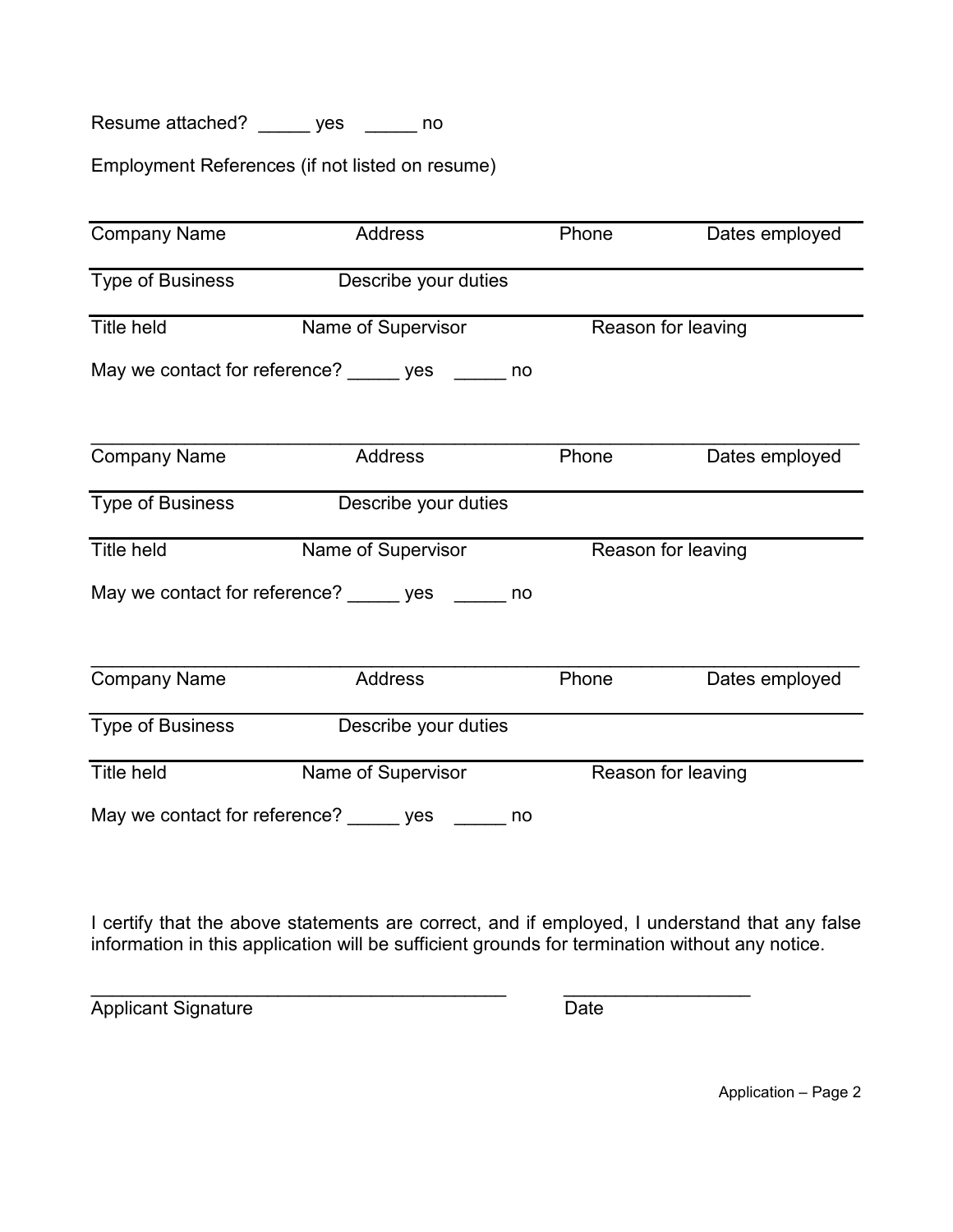Resume attached? _____ yes _____ no

Employment References (if not listed on resume)

---

Company Name | Address | Phone | Dates employed

---

Type of Business | Describe your duties

---

Title held | Name of Supervisor | Reason for leaving

May we contact for reference? _____ yes _____ no

---

Company Name | Address | Phone | Dates employed

---

Type of Business | Describe your duties

---

Title held | Name of Supervisor | Reason for leaving

May we contact for reference? _____ yes _____ no

---

Company Name | Address | Phone | Dates employed

---

Type of Business | Describe your duties

---

Title held | Name of Supervisor | Reason for leaving

May we contact for reference? _____ yes _____ no

I certify that the above statements are correct, and if employed, I understand that any false information in this application will be sufficient grounds for termination without any notice.

_________________________________________ __________________

Applicant Signature Date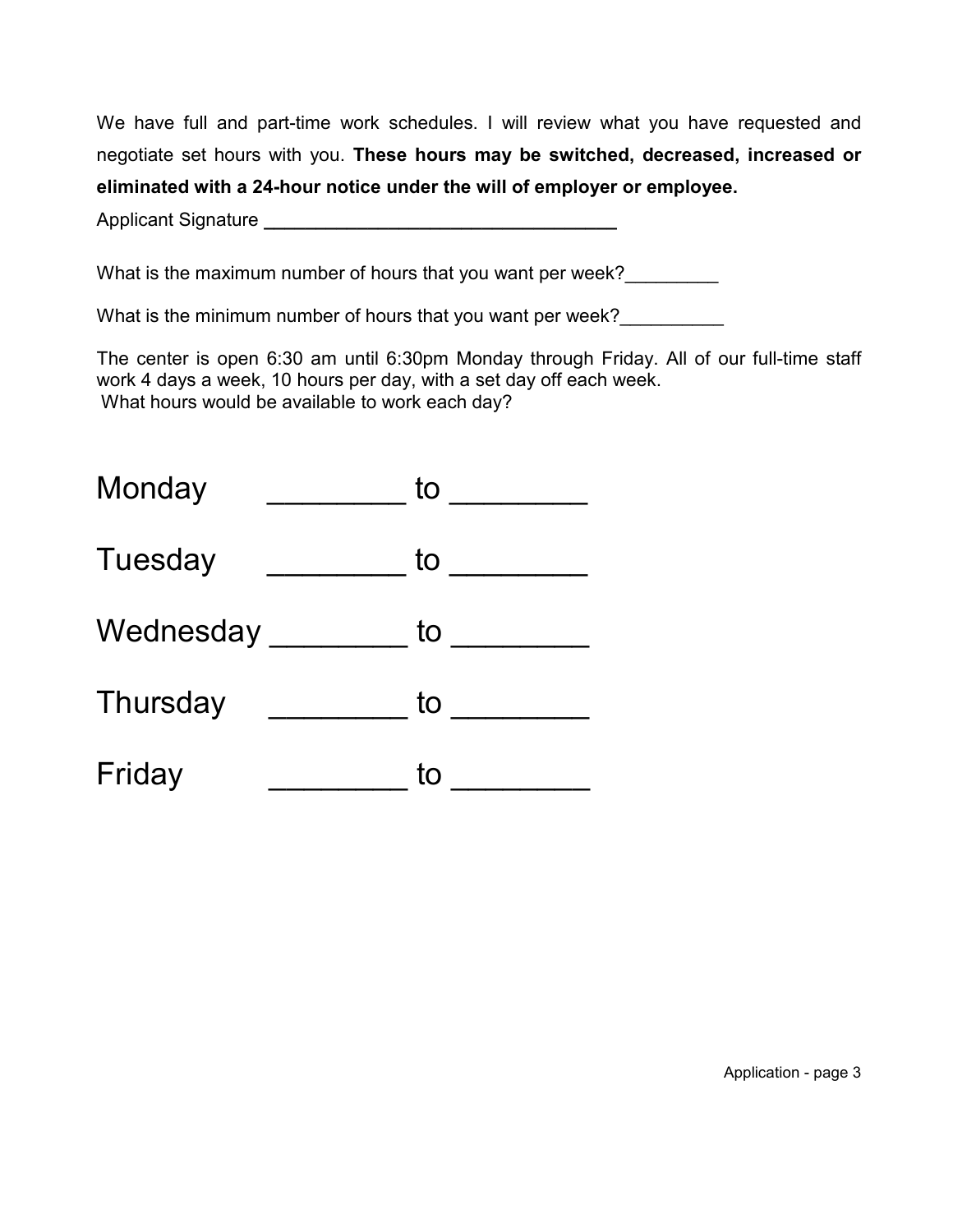We have full and part-time work schedules. I will review what you have requested and negotiate set hours with you. **These hours may be switched, decreased, increased or eliminated with a 24-hour notice under the will of employer or employee.**

Applicant Signature ________________________________

What is the maximum number of hours that you want per week?_________

What is the minimum number of hours that you want per week?__________

The center is open 6:30 am until 6:30pm Monday through Friday. All of our full-time staff work 4 days a week, 10 hours per day, with a set day off each week.
What hours would be available to work each day?

Monday ________ to ________

Tuesday ________ to ________

Wednesday ________ to ________

Thursday ________ to ________

Friday ________ to ________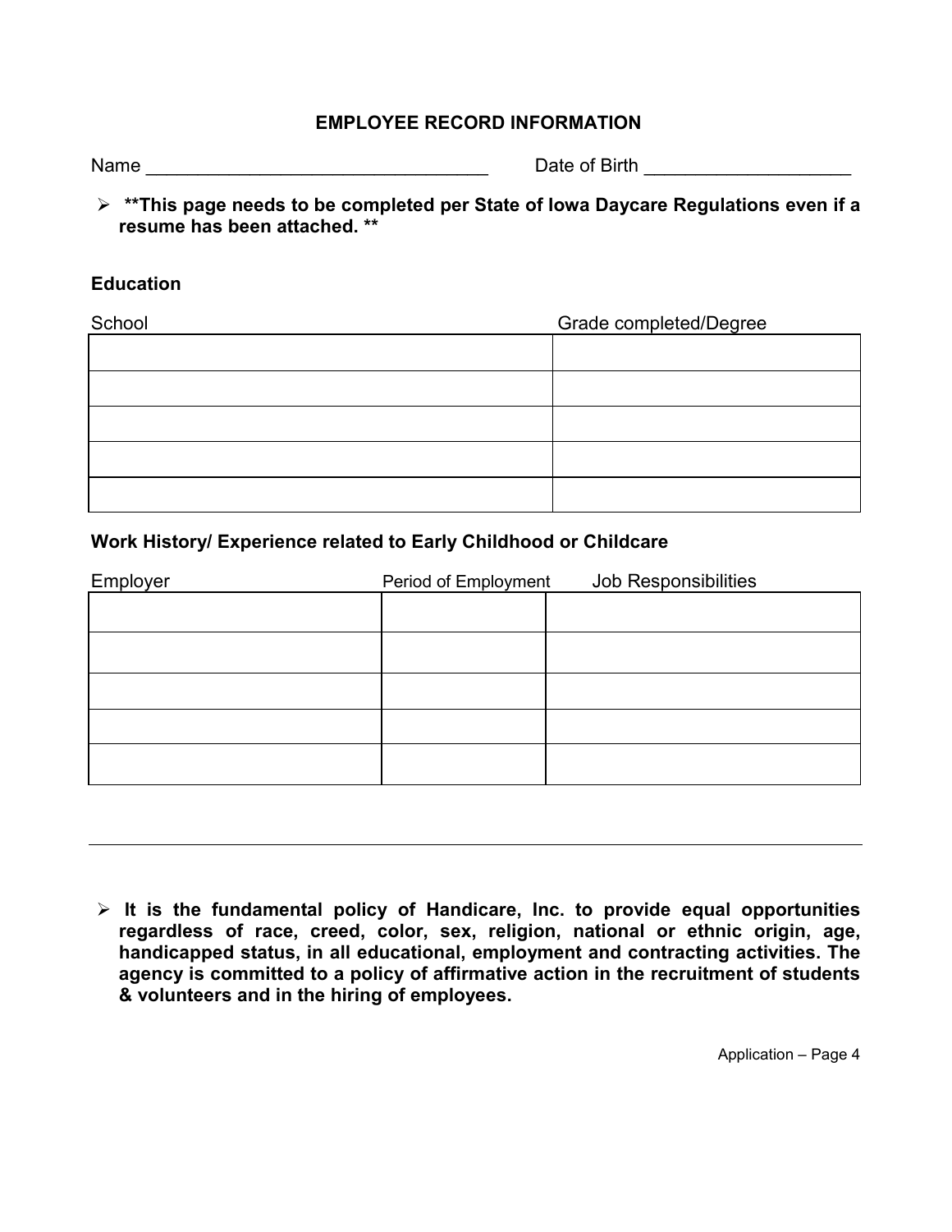## EMPLOYEE RECORD INFORMATION

Name ________________________________ Date of Birth ____________________

- **\*\*This page needs to be completed per State of Iowa Daycare Regulations even if a resume has been attached. \*\***

**Education**

| School | Grade completed/Degree |
| --- | --- |
| | |
| | |
| | |
| | |
| | |

**Work History/ Experience related to Early Childhood or Childcare**

| Employer | Period of Employment | Job Responsibilities |
| --- | --- | --- |
| | | |
| | | |
| | | |
| | | |
| | | |

---

- **It is the fundamental policy of Handicare, Inc. to provide equal opportunities regardless of race, creed, color, sex, religion, national or ethnic origin, age, handicapped status, in all educational, employment and contracting activities. The agency is committed to a policy of affirmative action in the recruitment of students & volunteers and in the hiring of employees.**

Application – Page 4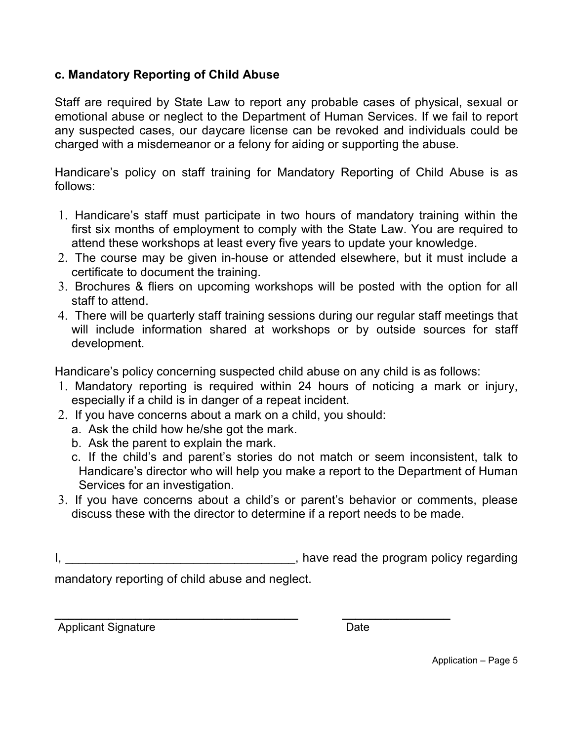### c. Mandatory Reporting of Child Abuse

Staff are required by State Law to report any probable cases of physical, sexual or emotional abuse or neglect to the Department of Human Services. If we fail to report any suspected cases, our daycare license can be revoked and individuals could be charged with a misdemeanor or a felony for aiding or supporting the abuse.

Handicare's policy on staff training for Mandatory Reporting of Child Abuse is as follows:

1. Handicare's staff must participate in two hours of mandatory training within the first six months of employment to comply with the State Law. You are required to attend these workshops at least every five years to update your knowledge.
2. The course may be given in-house or attended elsewhere, but it must include a certificate to document the training.
3. Brochures & fliers on upcoming workshops will be posted with the option for all staff to attend.
4. There will be quarterly staff training sessions during our regular staff meetings that will include information shared at workshops or by outside sources for staff development.

Handicare's policy concerning suspected child abuse on any child is as follows:

1. Mandatory reporting is required within 24 hours of noticing a mark or injury, especially if a child is in danger of a repeat incident.
2. If you have concerns about a mark on a child, you should:
   a. Ask the child how he/she got the mark.
   b. Ask the parent to explain the mark.
   c. If the child's and parent's stories do not match or seem inconsistent, talk to Handicare's director who will help you make a report to the Department of Human Services for an investigation.
3. If you have concerns about a child's or parent's behavior or comments, please discuss these with the director to determine if a report needs to be made.

I, __________________________________, have read the program policy regarding mandatory reporting of child abuse and neglect.

______________________________________ \_\_\_\_\_\_\_\_\_\_\_\_\_\_\_\_

Applicant Signature Date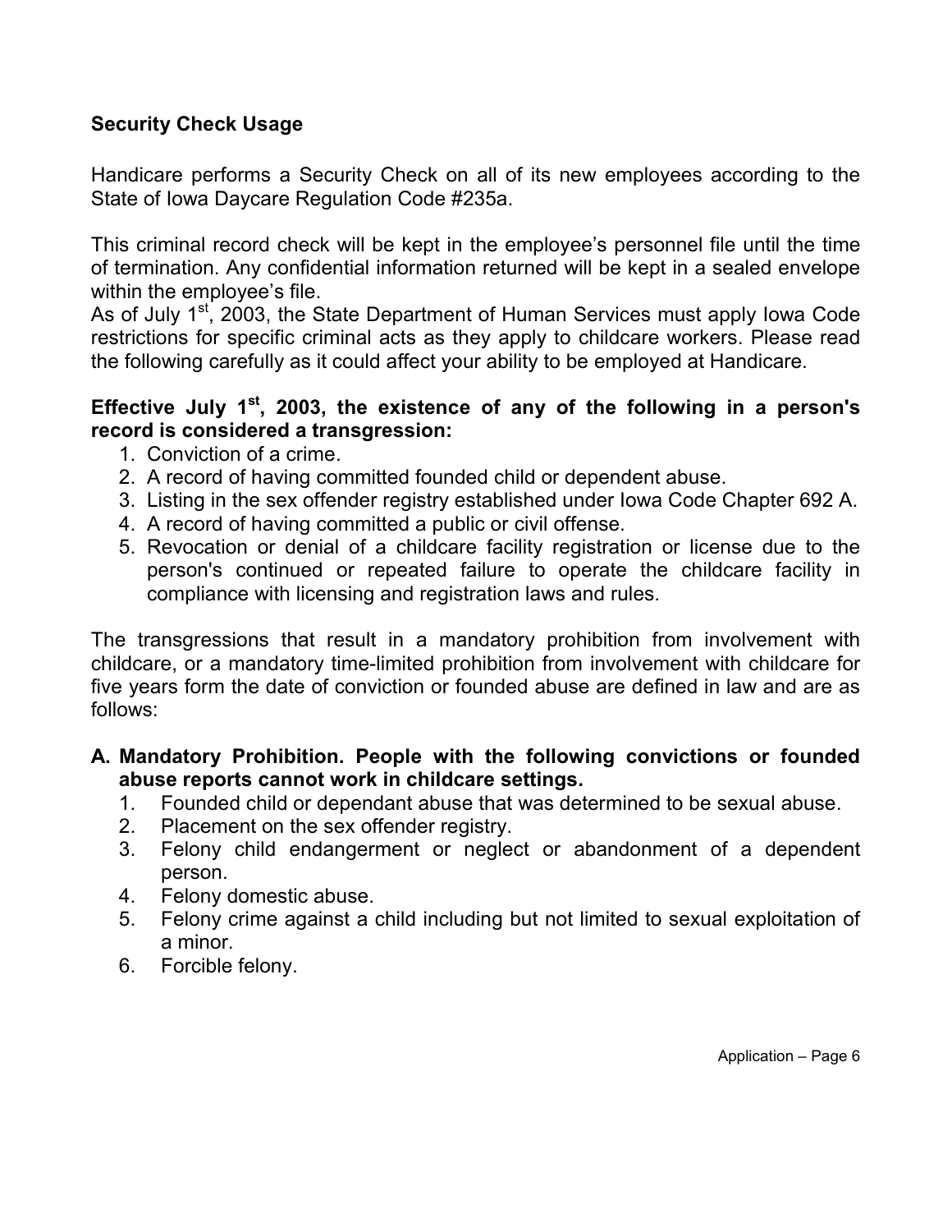## Security Check Usage

Handicare performs a Security Check on all of its new employees according to the State of Iowa Daycare Regulation Code #235a.

This criminal record check will be kept in the employee's personnel file until the time of termination. Any confidential information returned will be kept in a sealed envelope within the employee's file.

As of July 1st, 2003, the State Department of Human Services must apply Iowa Code restrictions for specific criminal acts as they apply to childcare workers. Please read the following carefully as it could affect your ability to be employed at Handicare.

**Effective July 1st, 2003, the existence of any of the following in a person's record is considered a transgression:**

1. Conviction of a crime.
2. A record of having committed founded child or dependent abuse.
3. Listing in the sex offender registry established under Iowa Code Chapter 692 A.
4. A record of having committed a public or civil offense.
5. Revocation or denial of a childcare facility registration or license due to the person's continued or repeated failure to operate the childcare facility in compliance with licensing and registration laws and rules.

The transgressions that result in a mandatory prohibition from involvement with childcare, or a mandatory time-limited prohibition from involvement with childcare for five years form the date of conviction or founded abuse are defined in law and are as follows:

**A. Mandatory Prohibition. People with the following convictions or founded abuse reports cannot work in childcare settings.**

1. Founded child or dependant abuse that was determined to be sexual abuse.
2. Placement on the sex offender registry.
3. Felony child endangerment or neglect or abandonment of a dependent person.
4. Felony domestic abuse.
5. Felony crime against a child including but not limited to sexual exploitation of a minor.
6. Forcible felony.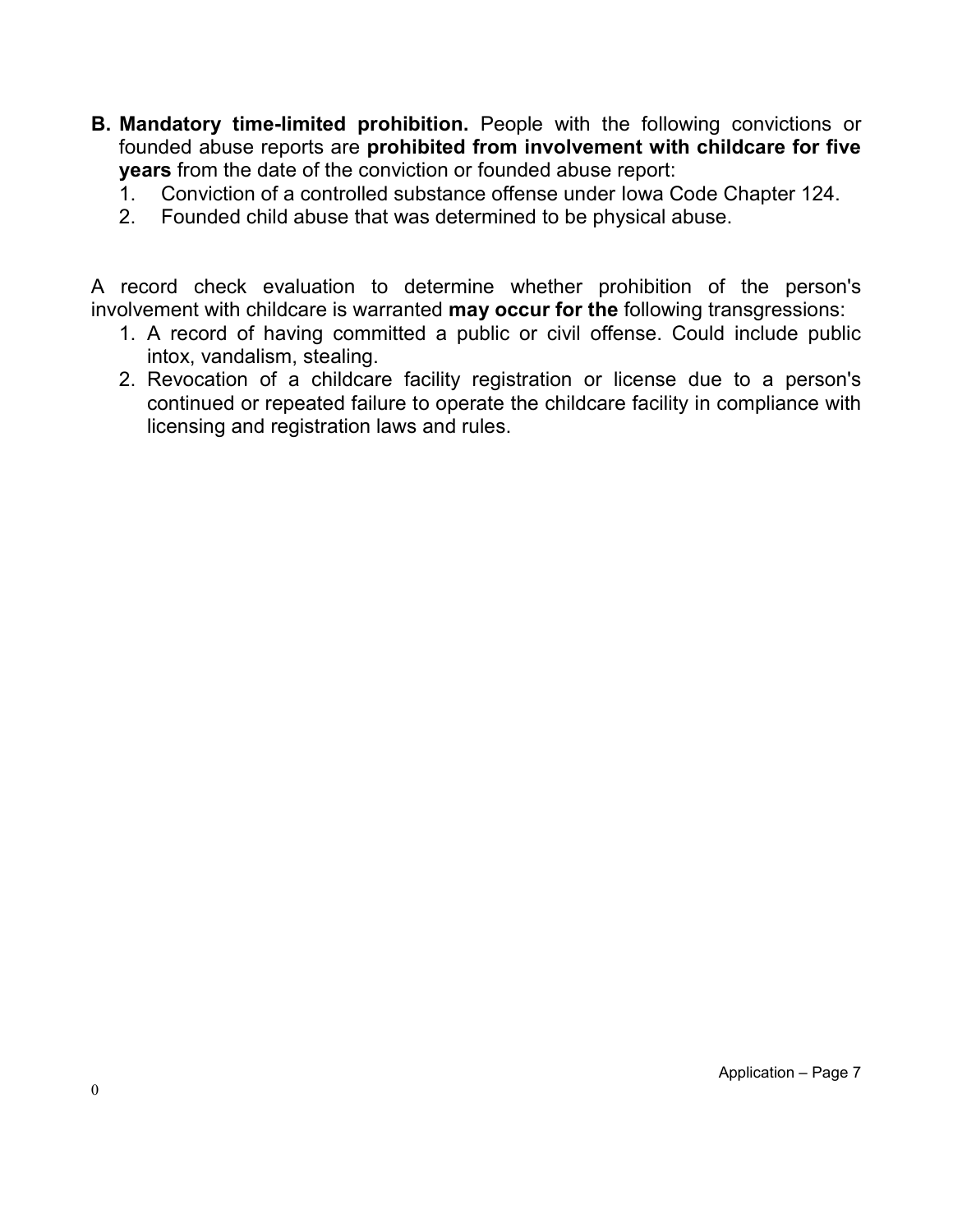**B. Mandatory time-limited prohibition.** People with the following convictions or founded abuse reports are **prohibited from involvement with childcare for five years** from the date of the conviction or founded abuse report:

1. Conviction of a controlled substance offense under Iowa Code Chapter 124.
2. Founded child abuse that was determined to be physical abuse.

A record check evaluation to determine whether prohibition of the person's involvement with childcare is warranted **may occur for the** following transgressions:

1. A record of having committed a public or civil offense. Could include public intox, vandalism, stealing.
2. Revocation of a childcare facility registration or license due to a person's continued or repeated failure to operate the childcare facility in compliance with licensing and registration laws and rules.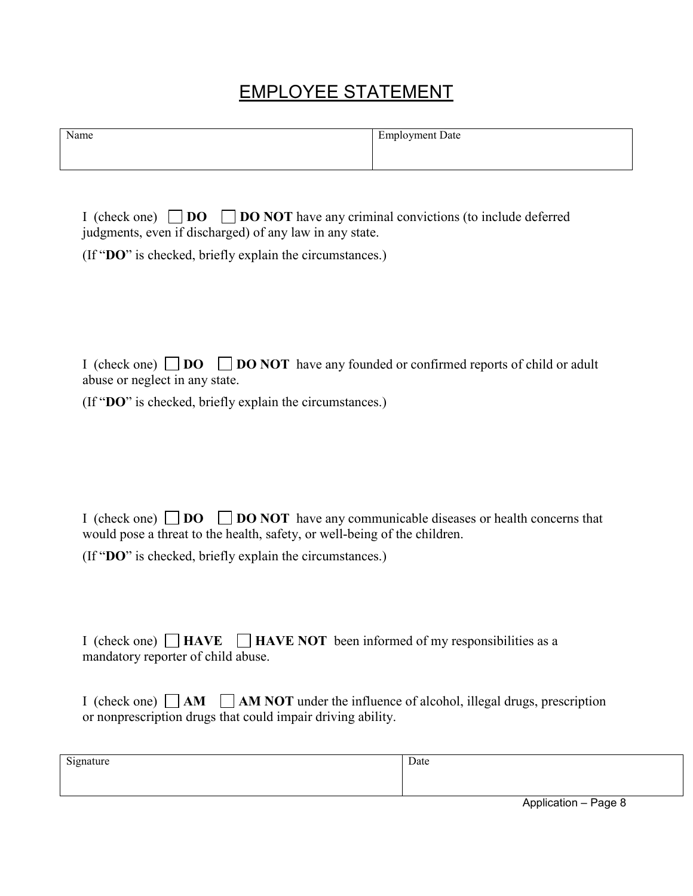# EMPLOYEE STATEMENT

| Name | Employment Date |
|---|---|
| | |

I (check one) ☐ **DO** ☐ **DO NOT** have any criminal convictions (to include deferred judgments, even if discharged) of any law in any state.

(If "**DO**" is checked, briefly explain the circumstances.)

I (check one) ☐ **DO** ☐ **DO NOT** have any founded or confirmed reports of child or adult abuse or neglect in any state.

(If "**DO**" is checked, briefly explain the circumstances.)

I (check one) ☐ **DO** ☐ **DO NOT** have any communicable diseases or health concerns that would pose a threat to the health, safety, or well-being of the children.

(If "**DO**" is checked, briefly explain the circumstances.)

I (check one) ☐ **HAVE** ☐ **HAVE NOT** been informed of my responsibilities as a mandatory reporter of child abuse.

I (check one) ☐ **AM** ☐ **AM NOT** under the influence of alcohol, illegal drugs, prescription or nonprescription drugs that could impair driving ability.

| Signature | Date |
|---|---|
| | |

Application – Page 8